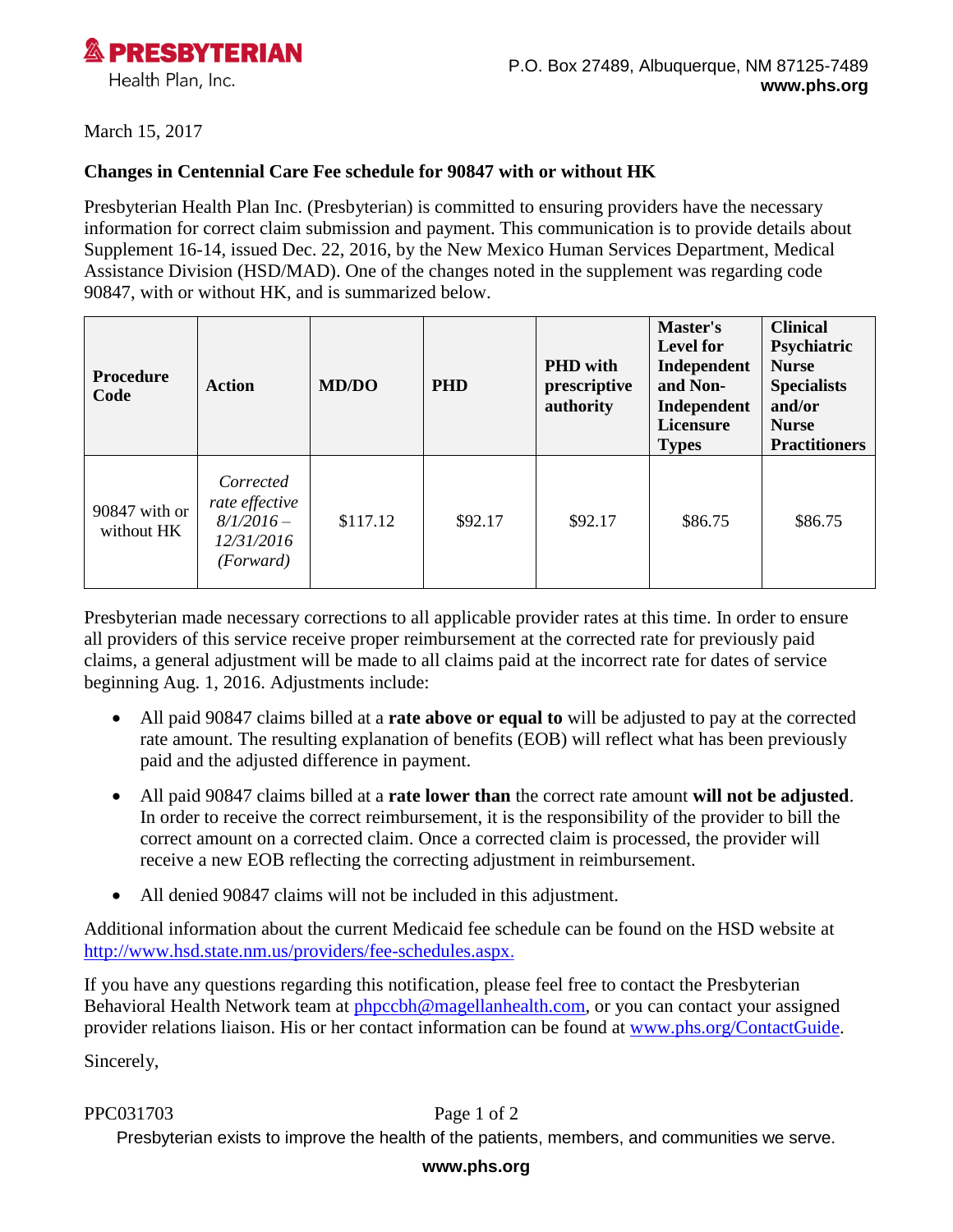**PRESBYTERIAN**
Health Plan, Inc.

P.O. Box 27489, Albuquerque, NM 87125-7489
**www.phs.org**

March 15, 2017

**Changes in Centennial Care Fee schedule for 90847 with or without HK**

Presbyterian Health Plan Inc. (Presbyterian) is committed to ensuring providers have the necessary information for correct claim submission and payment. This communication is to provide details about Supplement 16-14, issued Dec. 22, 2016, by the New Mexico Human Services Department, Medical Assistance Division (HSD/MAD). One of the changes noted in the supplement was regarding code 90847, with or without HK, and is summarized below.

| Procedure Code | Action | MD/DO | PHD | PHD with prescriptive authority | Master's Level for Independent and Non-Independent Licensure Types | Clinical Psychiatric Nurse Specialists and/or Nurse Practitioners |
|---|---|---|---|---|---|---|
| 90847 with or without HK | *Corrected rate effective 8/1/2016 – 12/31/2016 (Forward)* | $117.12 | $92.17 | $92.17 | $86.75 | $86.75 |

Presbyterian made necessary corrections to all applicable provider rates at this time. In order to ensure all providers of this service receive proper reimbursement at the corrected rate for previously paid claims, a general adjustment will be made to all claims paid at the incorrect rate for dates of service beginning Aug. 1, 2016. Adjustments include:

- All paid 90847 claims billed at a **rate above or equal to** will be adjusted to pay at the corrected rate amount. The resulting explanation of benefits (EOB) will reflect what has been previously paid and the adjusted difference in payment.
- All paid 90847 claims billed at a **rate lower than** the correct rate amount **will not be adjusted**. In order to receive the correct reimbursement, it is the responsibility of the provider to bill the correct amount on a corrected claim. Once a corrected claim is processed, the provider will receive a new EOB reflecting the correcting adjustment in reimbursement.
- All denied 90847 claims will not be included in this adjustment.

Additional information about the current Medicaid fee schedule can be found on the HSD website at http://www.hsd.state.nm.us/providers/fee-schedules.aspx.

If you have any questions regarding this notification, please feel free to contact the Presbyterian Behavioral Health Network team at phpccbh@magellanhealth.com, or you can contact your assigned provider relations liaison. His or her contact information can be found at www.phs.org/ContactGuide.

Sincerely,

PPC031703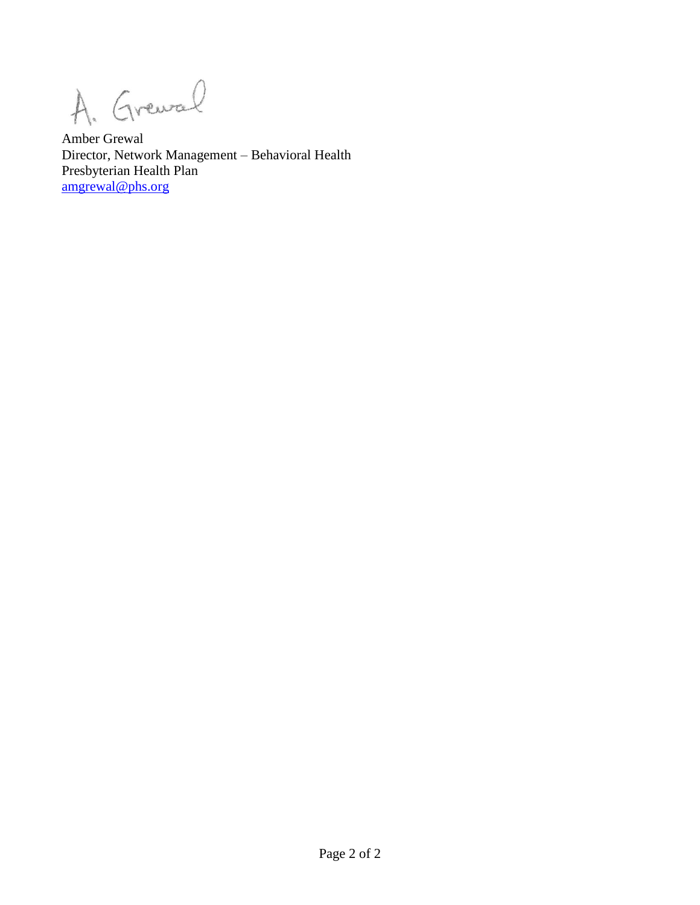A. Grewal

Amber Grewal
Director, Network Management – Behavioral Health
Presbyterian Health Plan
amgrewal@phs.org